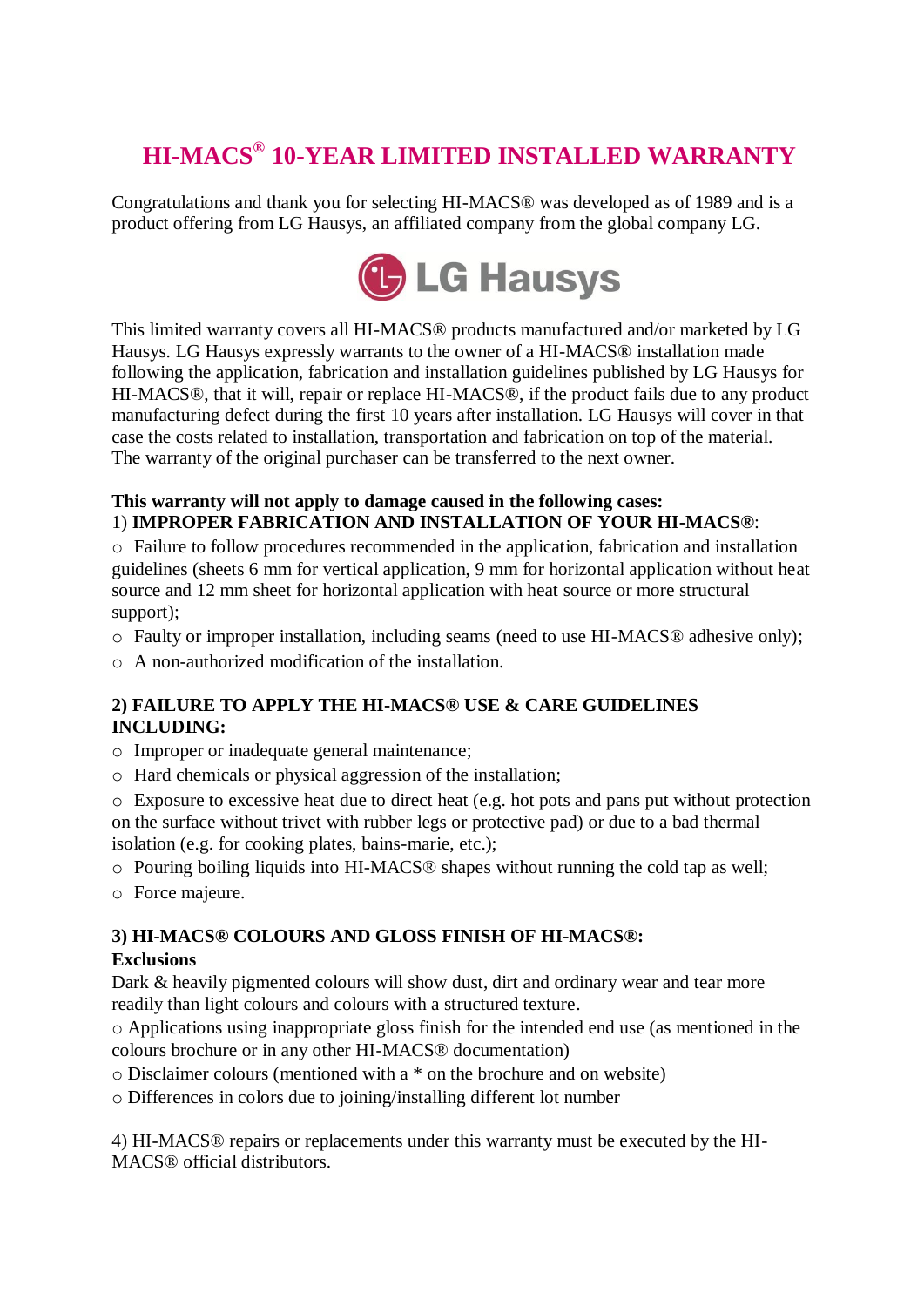# HI-MACS® 10-YEAR LIMITED INSTALLED WARRANTY

Congratulations and thank you for selecting HI-MACS® was developed as of 1989 and is a product offering from LG Hausys, an affiliated company from the global company LG.

LG Hausys

This limited warranty covers all HI-MACS® products manufactured and/or marketed by LG Hausys. LG Hausys expressly warrants to the owner of a HI-MACS® installation made following the application, fabrication and installation guidelines published by LG Hausys for HI-MACS®, that it will, repair or replace HI-MACS®, if the product fails due to any product manufacturing defect during the first 10 years after installation. LG Hausys will cover in that case the costs related to installation, transportation and fabrication on top of the material. The warranty of the original purchaser can be transferred to the next owner.

**This warranty will not apply to damage caused in the following cases:**

1) **IMPROPER FABRICATION AND INSTALLATION OF YOUR HI-MACS®**:

- Failure to follow procedures recommended in the application, fabrication and installation guidelines (sheets 6 mm for vertical application, 9 mm for horizontal application without heat source and 12 mm sheet for horizontal application with heat source or more structural support);
- Faulty or improper installation, including seams (need to use HI-MACS® adhesive only);
- A non-authorized modification of the installation.

**2) FAILURE TO APPLY THE HI-MACS® USE & CARE GUIDELINES INCLUDING:**

- Improper or inadequate general maintenance;
- Hard chemicals or physical aggression of the installation;
- Exposure to excessive heat due to direct heat (e.g. hot pots and pans put without protection on the surface without trivet with rubber legs or protective pad) or due to a bad thermal isolation (e.g. for cooking plates, bains-marie, etc.);
- Pouring boiling liquids into HI-MACS® shapes without running the cold tap as well;
- Force majeure.

**3) HI-MACS® COLOURS AND GLOSS FINISH OF HI-MACS®:**

**Exclusions**

Dark & heavily pigmented colours will show dust, dirt and ordinary wear and tear more readily than light colours and colours with a structured texture.

- Applications using inappropriate gloss finish for the intended end use (as mentioned in the colours brochure or in any other HI-MACS® documentation)
- Disclaimer colours (mentioned with a * on the brochure and on website)
- Differences in colors due to joining/installing different lot number

4) HI-MACS® repairs or replacements under this warranty must be executed by the HI-MACS® official distributors.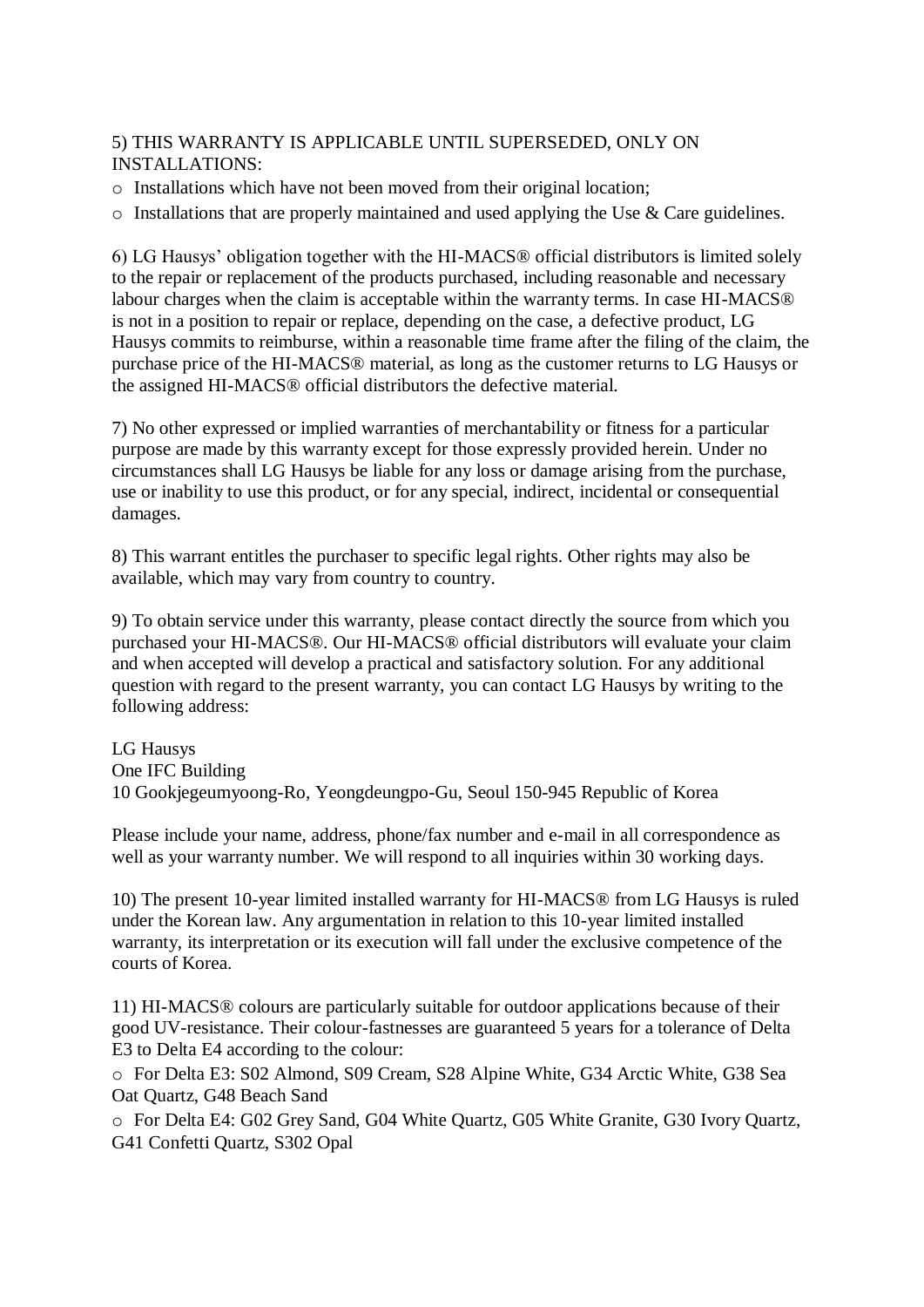5) THIS WARRANTY IS APPLICABLE UNTIL SUPERSEDED, ONLY ON INSTALLATIONS:

- Installations which have not been moved from their original location;
- Installations that are properly maintained and used applying the Use & Care guidelines.

6) LG Hausys' obligation together with the HI-MACS® official distributors is limited solely to the repair or replacement of the products purchased, including reasonable and necessary labour charges when the claim is acceptable within the warranty terms. In case HI-MACS® is not in a position to repair or replace, depending on the case, a defective product, LG Hausys commits to reimburse, within a reasonable time frame after the filing of the claim, the purchase price of the HI-MACS® material, as long as the customer returns to LG Hausys or the assigned HI-MACS® official distributors the defective material.

7) No other expressed or implied warranties of merchantability or fitness for a particular purpose are made by this warranty except for those expressly provided herein. Under no circumstances shall LG Hausys be liable for any loss or damage arising from the purchase, use or inability to use this product, or for any special, indirect, incidental or consequential damages.

8) This warrant entitles the purchaser to specific legal rights. Other rights may also be available, which may vary from country to country.

9) To obtain service under this warranty, please contact directly the source from which you purchased your HI-MACS®. Our HI-MACS® official distributors will evaluate your claim and when accepted will develop a practical and satisfactory solution. For any additional question with regard to the present warranty, you can contact LG Hausys by writing to the following address:

LG Hausys
One IFC Building
10 Gookjegeumyoong-Ro, Yeongdeungpo-Gu, Seoul 150-945 Republic of Korea

Please include your name, address, phone/fax number and e-mail in all correspondence as well as your warranty number. We will respond to all inquiries within 30 working days.

10) The present 10-year limited installed warranty for HI-MACS® from LG Hausys is ruled under the Korean law. Any argumentation in relation to this 10-year limited installed warranty, its interpretation or its execution will fall under the exclusive competence of the courts of Korea.

11) HI-MACS® colours are particularly suitable for outdoor applications because of their good UV-resistance. Their colour-fastnesses are guaranteed 5 years for a tolerance of Delta E3 to Delta E4 according to the colour:

- For Delta E3: S02 Almond, S09 Cream, S28 Alpine White, G34 Arctic White, G38 Sea Oat Quartz, G48 Beach Sand
- For Delta E4: G02 Grey Sand, G04 White Quartz, G05 White Granite, G30 Ivory Quartz, G41 Confetti Quartz, S302 Opal